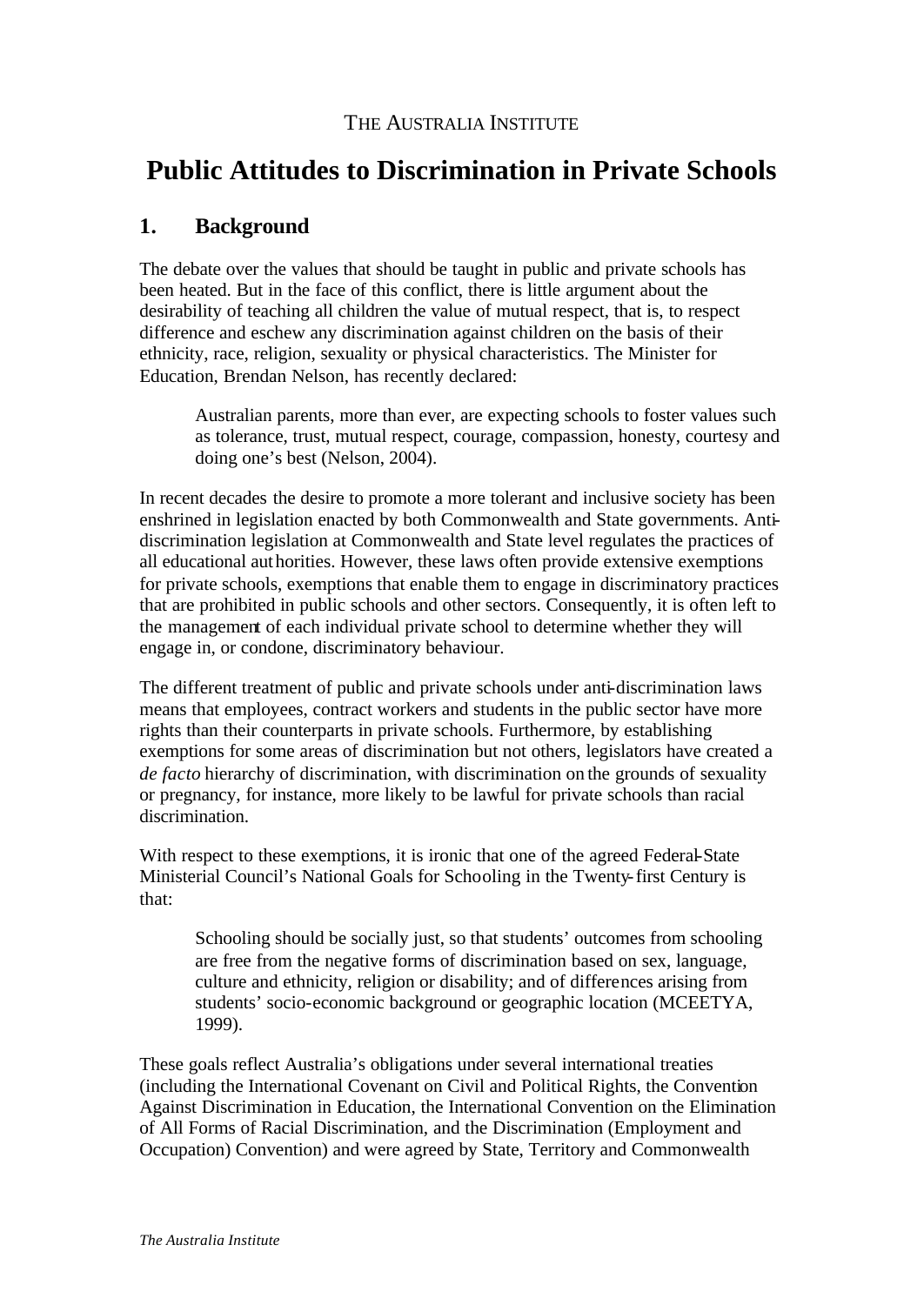THE AUSTRALIA INSTITUTE

# Public Attitudes to Discrimination in Private Schools

## 1. Background

The debate over the values that should be taught in public and private schools has been heated. But in the face of this conflict, there is little argument about the desirability of teaching all children the value of mutual respect, that is, to respect difference and eschew any discrimination against children on the basis of their ethnicity, race, religion, sexuality or physical characteristics. The Minister for Education, Brendan Nelson, has recently declared:

> Australian parents, more than ever, are expecting schools to foster values such as tolerance, trust, mutual respect, courage, compassion, honesty, courtesy and doing one's best (Nelson, 2004).

In recent decades the desire to promote a more tolerant and inclusive society has been enshrined in legislation enacted by both Commonwealth and State governments. Anti-discrimination legislation at Commonwealth and State level regulates the practices of all educational authorities. However, these laws often provide extensive exemptions for private schools, exemptions that enable them to engage in discriminatory practices that are prohibited in public schools and other sectors. Consequently, it is often left to the management of each individual private school to determine whether they will engage in, or condone, discriminatory behaviour.

The different treatment of public and private schools under anti-discrimination laws means that employees, contract workers and students in the public sector have more rights than their counterparts in private schools. Furthermore, by establishing exemptions for some areas of discrimination but not others, legislators have created a *de facto* hierarchy of discrimination, with discrimination on the grounds of sexuality or pregnancy, for instance, more likely to be lawful for private schools than racial discrimination.

With respect to these exemptions, it is ironic that one of the agreed Federal-State Ministerial Council's National Goals for Schooling in the Twenty-first Century is that:

> Schooling should be socially just, so that students' outcomes from schooling are free from the negative forms of discrimination based on sex, language, culture and ethnicity, religion or disability; and of differences arising from students' socio-economic background or geographic location (MCEETYA, 1999).

These goals reflect Australia's obligations under several international treaties (including the International Covenant on Civil and Political Rights, the Convention Against Discrimination in Education, the International Convention on the Elimination of All Forms of Racial Discrimination, and the Discrimination (Employment and Occupation) Convention) and were agreed by State, Territory and Commonwealth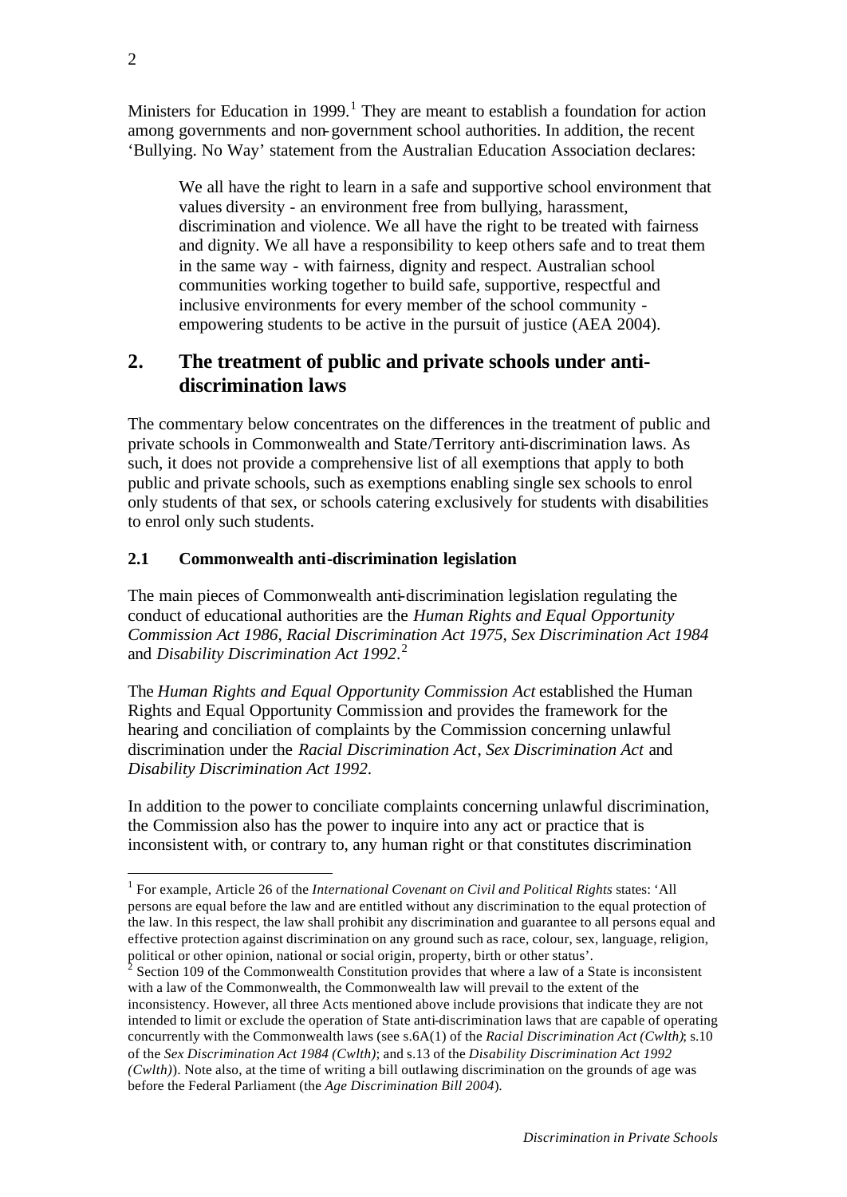Ministers for Education in 1999.[1] They are meant to establish a foundation for action among governments and non-government school authorities. In addition, the recent 'Bullying. No Way' statement from the Australian Education Association declares:

> We all have the right to learn in a safe and supportive school environment that values diversity - an environment free from bullying, harassment, discrimination and violence. We all have the right to be treated with fairness and dignity. We all have a responsibility to keep others safe and to treat them in the same way - with fairness, dignity and respect. Australian school communities working together to build safe, supportive, respectful and inclusive environments for every member of the school community - empowering students to be active in the pursuit of justice (AEA 2004).

## 2. The treatment of public and private schools under anti-discrimination laws

The commentary below concentrates on the differences in the treatment of public and private schools in Commonwealth and State/Territory anti-discrimination laws. As such, it does not provide a comprehensive list of all exemptions that apply to both public and private schools, such as exemptions enabling single sex schools to enrol only students of that sex, or schools catering exclusively for students with disabilities to enrol only such students.

### 2.1 Commonwealth anti-discrimination legislation

The main pieces of Commonwealth anti-discrimination legislation regulating the conduct of educational authorities are the *Human Rights and Equal Opportunity Commission Act 1986*, *Racial Discrimination Act 1975*, *Sex Discrimination Act 1984* and *Disability Discrimination Act 1992*.[2]

The *Human Rights and Equal Opportunity Commission Act* established the Human Rights and Equal Opportunity Commission and provides the framework for the hearing and conciliation of complaints by the Commission concerning unlawful discrimination under the *Racial Discrimination Act*, *Sex Discrimination Act* and *Disability Discrimination Act 1992*.

In addition to the power to conciliate complaints concerning unlawful discrimination, the Commission also has the power to inquire into any act or practice that is inconsistent with, or contrary to, any human right or that constitutes discrimination

---

[1] For example, Article 26 of the *International Covenant on Civil and Political Rights* states: 'All persons are equal before the law and are entitled without any discrimination to the equal protection of the law. In this respect, the law shall prohibit any discrimination and guarantee to all persons equal and effective protection against discrimination on any ground such as race, colour, sex, language, religion, political or other opinion, national or social origin, property, birth or other status'.

[2] Section 109 of the Commonwealth Constitution provides that where a law of a State is inconsistent with a law of the Commonwealth, the Commonwealth law will prevail to the extent of the inconsistency. However, all three Acts mentioned above include provisions that indicate they are not intended to limit or exclude the operation of State anti-discrimination laws that are capable of operating concurrently with the Commonwealth laws (see s.6A(1) of the *Racial Discrimination Act (Cwlth)*; s.10 of the *Sex Discrimination Act 1984 (Cwlth)*; and s.13 of the *Disability Discrimination Act 1992 (Cwlth)*). Note also, at the time of writing a bill outlawing discrimination on the grounds of age was before the Federal Parliament (the *Age Discrimination Bill 2004*).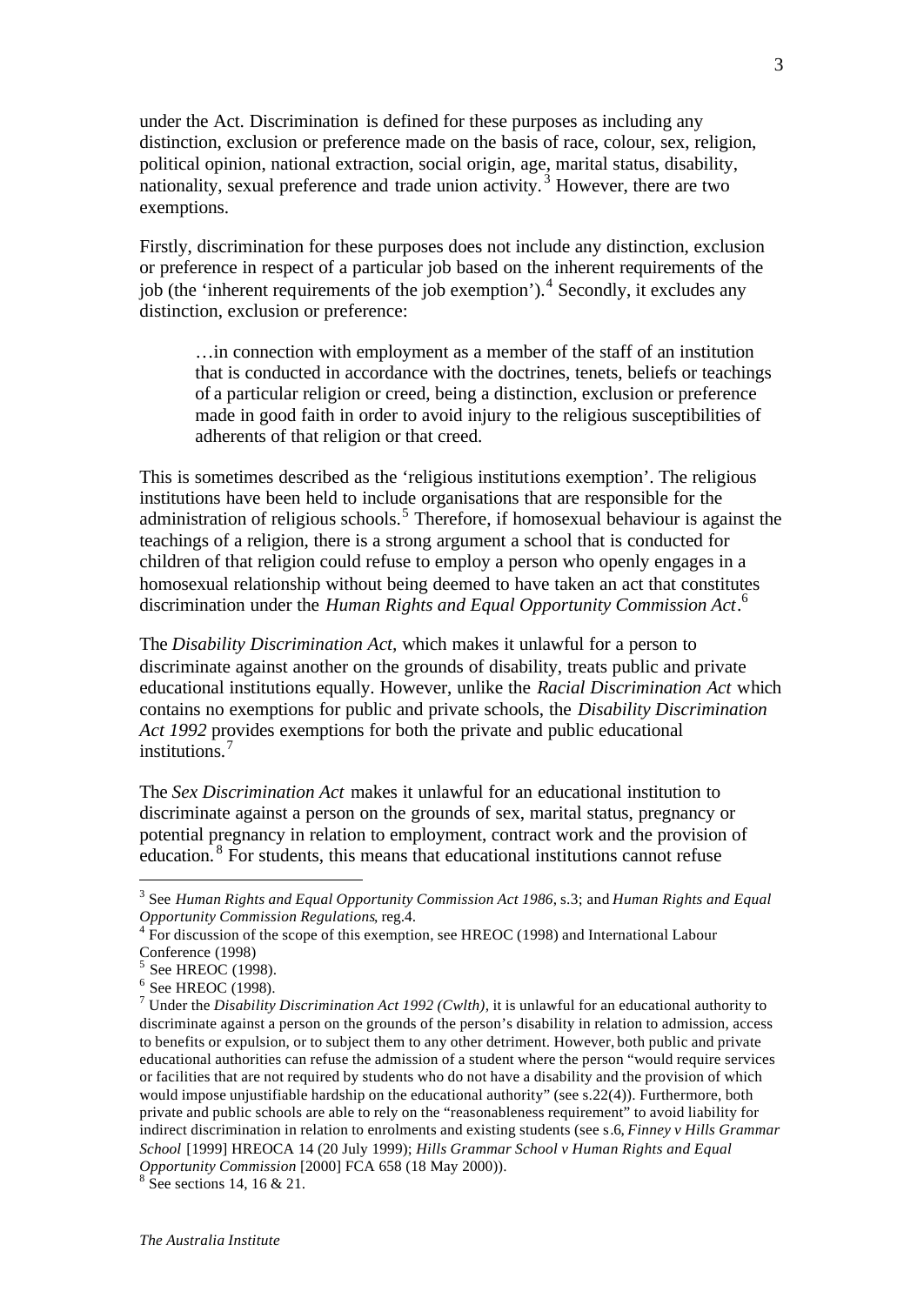under the Act. Discrimination is defined for these purposes as including any distinction, exclusion or preference made on the basis of race, colour, sex, religion, political opinion, national extraction, social origin, age, marital status, disability, nationality, sexual preference and trade union activity.[3] However, there are two exemptions.

Firstly, discrimination for these purposes does not include any distinction, exclusion or preference in respect of a particular job based on the inherent requirements of the job (the 'inherent requirements of the job exemption').[4] Secondly, it excludes any distinction, exclusion or preference:

> …in connection with employment as a member of the staff of an institution that is conducted in accordance with the doctrines, tenets, beliefs or teachings of a particular religion or creed, being a distinction, exclusion or preference made in good faith in order to avoid injury to the religious susceptibilities of adherents of that religion or that creed.

This is sometimes described as the 'religious institutions exemption'. The religious institutions have been held to include organisations that are responsible for the administration of religious schools.[5] Therefore, if homosexual behaviour is against the teachings of a religion, there is a strong argument a school that is conducted for children of that religion could refuse to employ a person who openly engages in a homosexual relationship without being deemed to have taken an act that constitutes discrimination under the *Human Rights and Equal Opportunity Commission Act*.[6]

The *Disability Discrimination Act,* which makes it unlawful for a person to discriminate against another on the grounds of disability, treats public and private educational institutions equally. However, unlike the *Racial Discrimination Act* which contains no exemptions for public and private schools, the *Disability Discrimination Act 1992* provides exemptions for both the private and public educational institutions.[7]

The *Sex Discrimination Act* makes it unlawful for an educational institution to discriminate against a person on the grounds of sex, marital status, pregnancy or potential pregnancy in relation to employment, contract work and the provision of education.[8] For students, this means that educational institutions cannot refuse

---

[3] See *Human Rights and Equal Opportunity Commission Act 1986*, s.3; and *Human Rights and Equal Opportunity Commission Regulations*, reg.4.

[4] For discussion of the scope of this exemption, see HREOC (1998) and International Labour Conference (1998)

[5] See HREOC (1998).

[6] See HREOC (1998).

[7] Under the *Disability Discrimination Act 1992 (Cwlth)*, it is unlawful for an educational authority to discriminate against a person on the grounds of the person's disability in relation to admission, access to benefits or expulsion, or to subject them to any other detriment. However, both public and private educational authorities can refuse the admission of a student where the person "would require services or facilities that are not required by students who do not have a disability and the provision of which would impose unjustifiable hardship on the educational authority" (see s.22(4)). Furthermore, both private and public schools are able to rely on the "reasonableness requirement" to avoid liability for indirect discrimination in relation to enrolments and existing students (see s.6, *Finney v Hills Grammar School* [1999] HREOCA 14 (20 July 1999); *Hills Grammar School v Human Rights and Equal Opportunity Commission* [2000] FCA 658 (18 May 2000)).

[8] See sections 14, 16 & 21.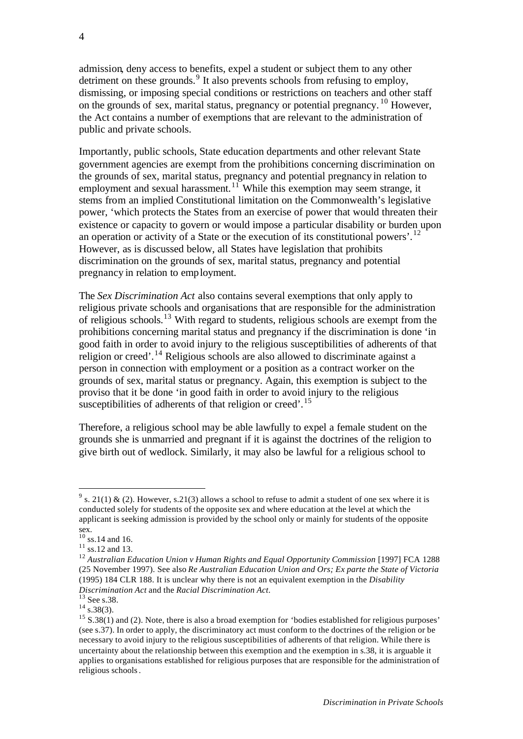admission, deny access to benefits, expel a student or subject them to any other detriment on these grounds.[9] It also prevents schools from refusing to employ, dismissing, or imposing special conditions or restrictions on teachers and other staff on the grounds of sex, marital status, pregnancy or potential pregnancy.[10] However, the Act contains a number of exemptions that are relevant to the administration of public and private schools.

Importantly, public schools, State education departments and other relevant State government agencies are exempt from the prohibitions concerning discrimination on the grounds of sex, marital status, pregnancy and potential pregnancy in relation to employment and sexual harassment.[11] While this exemption may seem strange, it stems from an implied Constitutional limitation on the Commonwealth's legislative power, 'which protects the States from an exercise of power that would threaten their existence or capacity to govern or would impose a particular disability or burden upon an operation or activity of a State or the execution of its constitutional powers'.[12] However, as is discussed below, all States have legislation that prohibits discrimination on the grounds of sex, marital status, pregnancy and potential pregnancy in relation to employment.

The *Sex Discrimination Act* also contains several exemptions that only apply to religious private schools and organisations that are responsible for the administration of religious schools.[13] With regard to students, religious schools are exempt from the prohibitions concerning marital status and pregnancy if the discrimination is done 'in good faith in order to avoid injury to the religious susceptibilities of adherents of that religion or creed'.[14] Religious schools are also allowed to discriminate against a person in connection with employment or a position as a contract worker on the grounds of sex, marital status or pregnancy. Again, this exemption is subject to the proviso that it be done 'in good faith in order to avoid injury to the religious susceptibilities of adherents of that religion or creed'.[15]

Therefore, a religious school may be able lawfully to expel a female student on the grounds she is unmarried and pregnant if it is against the doctrines of the religion to give birth out of wedlock. Similarly, it may also be lawful for a religious school to

---

[9] s. 21(1) & (2). However, s.21(3) allows a school to refuse to admit a student of one sex where it is conducted solely for students of the opposite sex and where education at the level at which the applicant is seeking admission is provided by the school only or mainly for students of the opposite sex.

[10] ss.14 and 16.

[11] ss.12 and 13.

[12] *Australian Education Union v Human Rights and Equal Opportunity Commission* [1997] FCA 1288 (25 November 1997). See also *Re Australian Education Union and Ors; Ex parte the State of Victoria* (1995) 184 CLR 188. It is unclear why there is not an equivalent exemption in the *Disability Discrimination Act* and the *Racial Discrimination Act*.

[13] See s.38.

[14] s.38(3).

[15] S.38(1) and (2). Note, there is also a broad exemption for 'bodies established for religious purposes' (see s.37). In order to apply, the discriminatory act must conform to the doctrines of the religion or be necessary to avoid injury to the religious susceptibilities of adherents of that religion. While there is uncertainty about the relationship between this exemption and the exemption in s.38, it is arguable it applies to organisations established for religious purposes that are responsible for the administration of religious schools.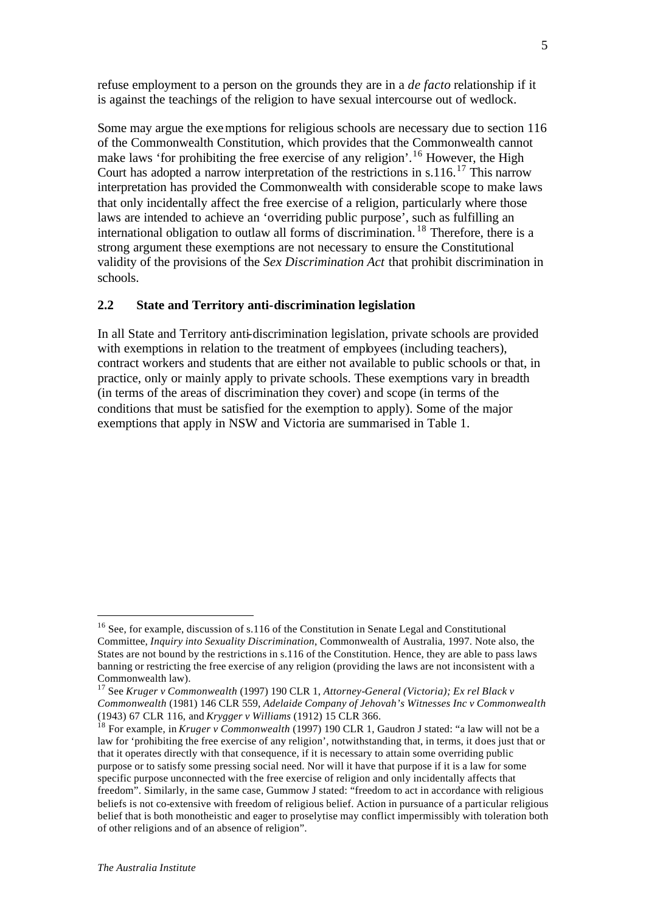refuse employment to a person on the grounds they are in a *de facto* relationship if it is against the teachings of the religion to have sexual intercourse out of wedlock.

Some may argue the exemptions for religious schools are necessary due to section 116 of the Commonwealth Constitution, which provides that the Commonwealth cannot make laws 'for prohibiting the free exercise of any religion'.[16] However, the High Court has adopted a narrow interpretation of the restrictions in s.116.[17] This narrow interpretation has provided the Commonwealth with considerable scope to make laws that only incidentally affect the free exercise of a religion, particularly where those laws are intended to achieve an 'overriding public purpose', such as fulfilling an international obligation to outlaw all forms of discrimination.[18] Therefore, there is a strong argument these exemptions are not necessary to ensure the Constitutional validity of the provisions of the *Sex Discrimination Act* that prohibit discrimination in schools.

## 2.2 State and Territory anti-discrimination legislation

In all State and Territory anti-discrimination legislation, private schools are provided with exemptions in relation to the treatment of employees (including teachers), contract workers and students that are either not available to public schools or that, in practice, only or mainly apply to private schools. These exemptions vary in breadth (in terms of the areas of discrimination they cover) and scope (in terms of the conditions that must be satisfied for the exemption to apply). Some of the major exemptions that apply in NSW and Victoria are summarised in Table 1.

---

[16] See, for example, discussion of s.116 of the Constitution in Senate Legal and Constitutional Committee, *Inquiry into Sexuality Discrimination*, Commonwealth of Australia, 1997. Note also, the States are not bound by the restrictions in s.116 of the Constitution. Hence, they are able to pass laws banning or restricting the free exercise of any religion (providing the laws are not inconsistent with a Commonwealth law).

[17] See *Kruger v Commonwealth* (1997) 190 CLR 1, *Attorney-General (Victoria); Ex rel Black v Commonwealth* (1981) 146 CLR 559, *Adelaide Company of Jehovah's Witnesses Inc v Commonwealth* (1943) 67 CLR 116, and *Krygger v Williams* (1912) 15 CLR 366.

[18] For example, in *Kruger v Commonwealth* (1997) 190 CLR 1, Gaudron J stated: "a law will not be a law for 'prohibiting the free exercise of any religion', notwithstanding that, in terms, it does just that or that it operates directly with that consequence, if it is necessary to attain some overriding public purpose or to satisfy some pressing social need. Nor will it have that purpose if it is a law for some specific purpose unconnected with the free exercise of religion and only incidentally affects that freedom". Similarly, in the same case, Gummow J stated: "freedom to act in accordance with religious beliefs is not co-extensive with freedom of religious belief. Action in pursuance of a particular religious belief that is both monotheistic and eager to proselytise may conflict impermissibly with toleration both of other religions and of an absence of religion".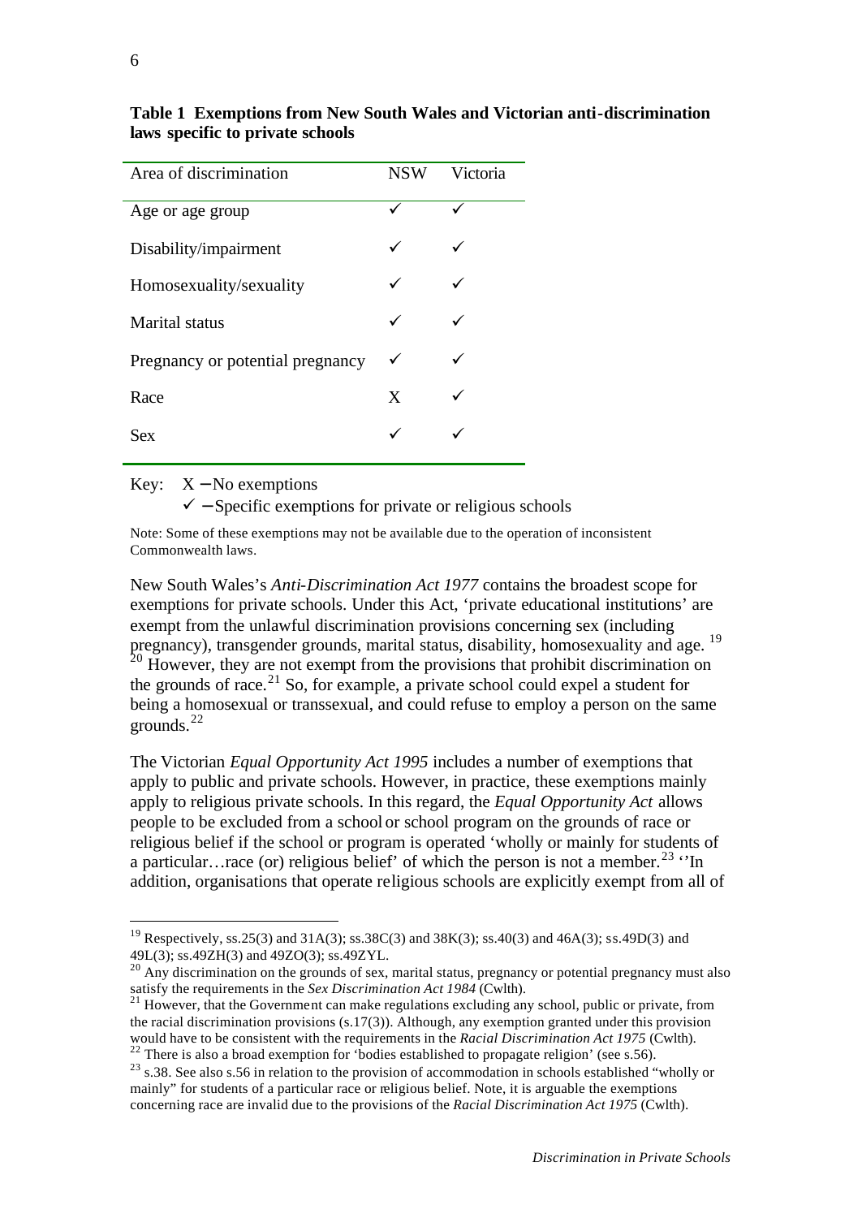**Table 1 Exemptions from New South Wales and Victorian anti-discrimination laws specific to private schools**

| Area of discrimination | NSW | Victoria |
|---|---|---|
| Age or age group | ✓ | ✓ |
| Disability/impairment | ✓ | ✓ |
| Homosexuality/sexuality | ✓ | ✓ |
| Marital status | ✓ | ✓ |
| Pregnancy or potential pregnancy | ✓ | ✓ |
| Race | X | ✓ |
| Sex | ✓ | ✓ |

Key: X – No exemptions
✓ – Specific exemptions for private or religious schools

Note: Some of these exemptions may not be available due to the operation of inconsistent Commonwealth laws.

New South Wales's *Anti-Discrimination Act 1977* contains the broadest scope for exemptions for private schools. Under this Act, 'private educational institutions' are exempt from the unlawful discrimination provisions concerning sex (including pregnancy), transgender grounds, marital status, disability, homosexuality and age.[19] [20] However, they are not exempt from the provisions that prohibit discrimination on the grounds of race.[21] So, for example, a private school could expel a student for being a homosexual or transsexual, and could refuse to employ a person on the same grounds.[22]

The Victorian *Equal Opportunity Act 1995* includes a number of exemptions that apply to public and private schools. However, in practice, these exemptions mainly apply to religious private schools. In this regard, the *Equal Opportunity Act* allows people to be excluded from a school or school program on the grounds of race or religious belief if the school or program is operated 'wholly or mainly for students of a particular…race (or) religious belief' of which the person is not a member.[23] ''In addition, organisations that operate religious schools are explicitly exempt from all of

---

[19] Respectively, ss.25(3) and 31A(3); ss.38C(3) and 38K(3); ss.40(3) and 46A(3); ss.49D(3) and 49L(3); ss.49ZH(3) and 49ZO(3); ss.49ZYL.

[20] Any discrimination on the grounds of sex, marital status, pregnancy or potential pregnancy must also satisfy the requirements in the *Sex Discrimination Act 1984* (Cwlth).

[21] However, that the Government can make regulations excluding any school, public or private, from the racial discrimination provisions (s.17(3)). Although, any exemption granted under this provision would have to be consistent with the requirements in the *Racial Discrimination Act 1975* (Cwlth).

[22] There is also a broad exemption for 'bodies established to propagate religion' (see s.56).

[23] s.38. See also s.56 in relation to the provision of accommodation in schools established "wholly or mainly" for students of a particular race or religious belief. Note, it is arguable the exemptions concerning race are invalid due to the provisions of the *Racial Discrimination Act 1975* (Cwlth).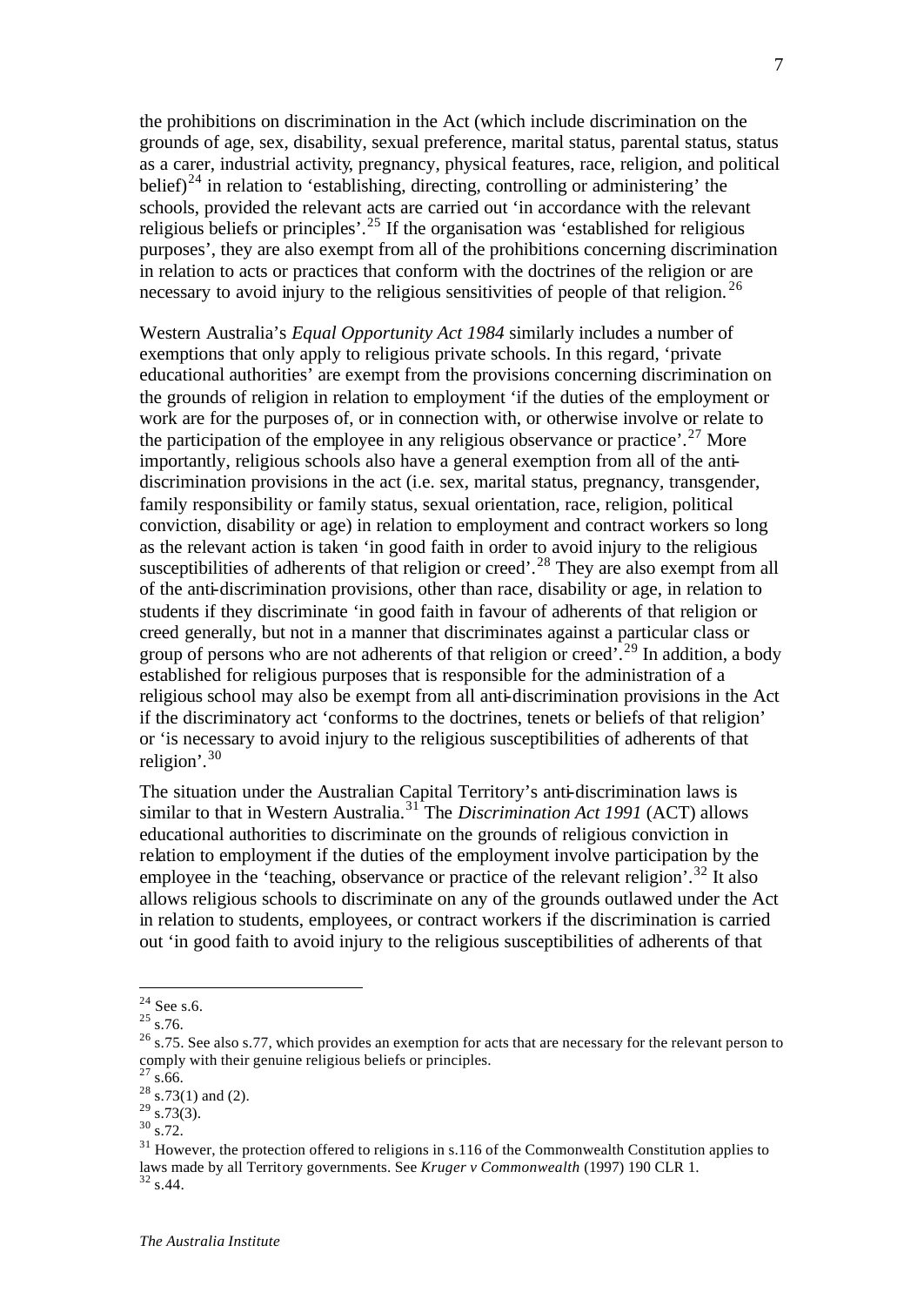the prohibitions on discrimination in the Act (which include discrimination on the grounds of age, sex, disability, sexual preference, marital status, parental status, status as a carer, industrial activity, pregnancy, physical features, race, religion, and political belief)[24] in relation to 'establishing, directing, controlling or administering' the schools, provided the relevant acts are carried out 'in accordance with the relevant religious beliefs or principles'.[25] If the organisation was 'established for religious purposes', they are also exempt from all of the prohibitions concerning discrimination in relation to acts or practices that conform with the doctrines of the religion or are necessary to avoid injury to the religious sensitivities of people of that religion.[26]

Western Australia's *Equal Opportunity Act 1984* similarly includes a number of exemptions that only apply to religious private schools. In this regard, 'private educational authorities' are exempt from the provisions concerning discrimination on the grounds of religion in relation to employment 'if the duties of the employment or work are for the purposes of, or in connection with, or otherwise involve or relate to the participation of the employee in any religious observance or practice'.[27] More importantly, religious schools also have a general exemption from all of the anti-discrimination provisions in the act (i.e. sex, marital status, pregnancy, transgender, family responsibility or family status, sexual orientation, race, religion, political conviction, disability or age) in relation to employment and contract workers so long as the relevant action is taken 'in good faith in order to avoid injury to the religious susceptibilities of adherents of that religion or creed'.[28] They are also exempt from all of the anti-discrimination provisions, other than race, disability or age, in relation to students if they discriminate 'in good faith in favour of adherents of that religion or creed generally, but not in a manner that discriminates against a particular class or group of persons who are not adherents of that religion or creed'.[29] In addition, a body established for religious purposes that is responsible for the administration of a religious school may also be exempt from all anti-discrimination provisions in the Act if the discriminatory act 'conforms to the doctrines, tenets or beliefs of that religion' or 'is necessary to avoid injury to the religious susceptibilities of adherents of that religion'.[30]

The situation under the Australian Capital Territory's anti-discrimination laws is similar to that in Western Australia.[31] The *Discrimination Act 1991* (ACT) allows educational authorities to discriminate on the grounds of religious conviction in relation to employment if the duties of the employment involve participation by the employee in the 'teaching, observance or practice of the relevant religion'.[32] It also allows religious schools to discriminate on any of the grounds outlawed under the Act in relation to students, employees, or contract workers if the discrimination is carried out 'in good faith to avoid injury to the religious susceptibilities of adherents of that

---

[24] See s.6.

[25] s.76.

[26] s.75. See also s.77, which provides an exemption for acts that are necessary for the relevant person to comply with their genuine religious beliefs or principles.

[27] s.66.

[28] s.73(1) and (2).

[29] s.73(3).

[30] s.72.

[31] However, the protection offered to religions in s.116 of the Commonwealth Constitution applies to laws made by all Territory governments. See *Kruger v Commonwealth* (1997) 190 CLR 1.

[32] s.44.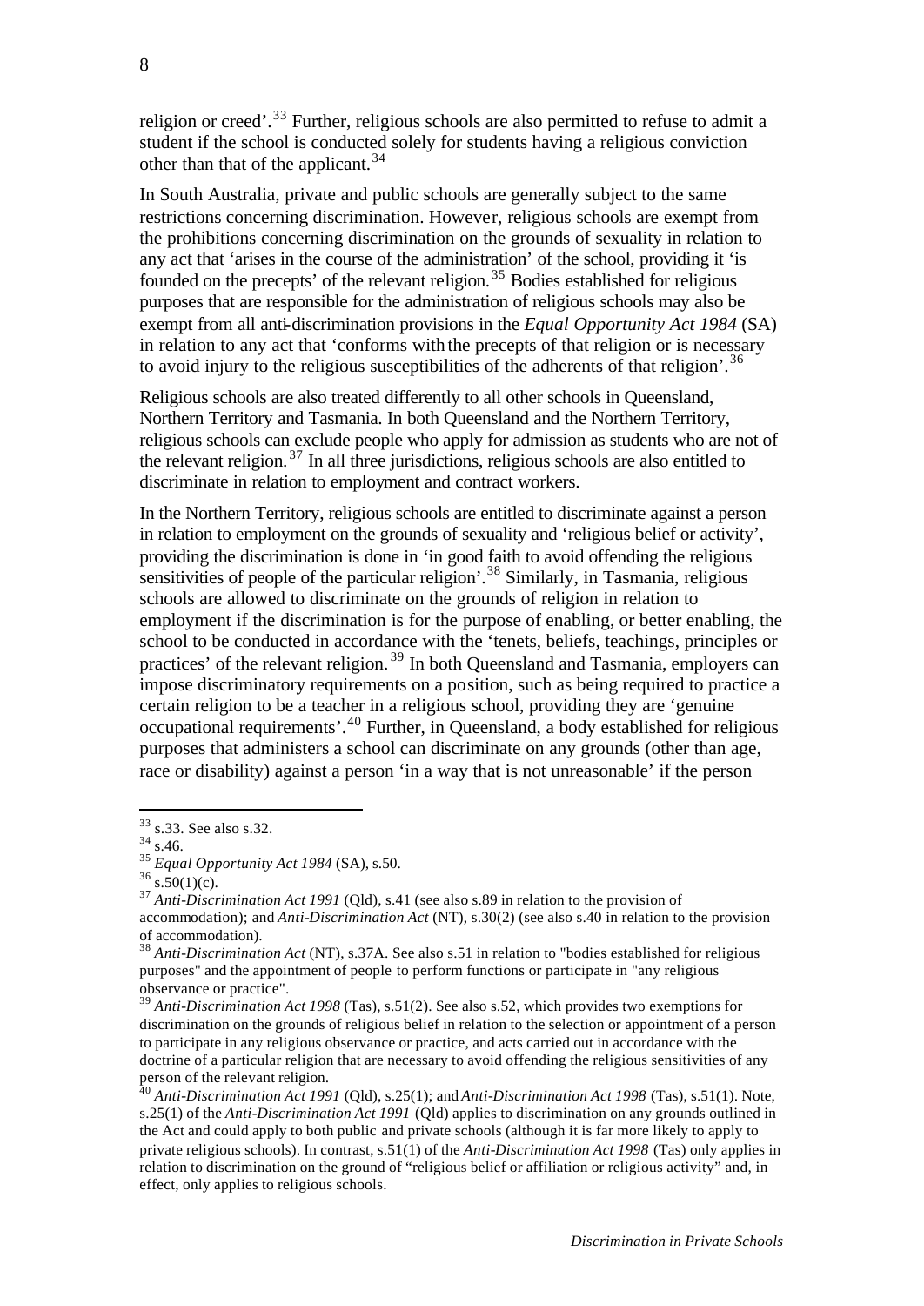religion or creed'.[33] Further, religious schools are also permitted to refuse to admit a student if the school is conducted solely for students having a religious conviction other than that of the applicant.[34]

In South Australia, private and public schools are generally subject to the same restrictions concerning discrimination. However, religious schools are exempt from the prohibitions concerning discrimination on the grounds of sexuality in relation to any act that 'arises in the course of the administration' of the school, providing it 'is founded on the precepts' of the relevant religion.[35] Bodies established for religious purposes that are responsible for the administration of religious schools may also be exempt from all anti-discrimination provisions in the *Equal Opportunity Act 1984* (SA) in relation to any act that 'conforms with the precepts of that religion or is necessary to avoid injury to the religious susceptibilities of the adherents of that religion'.[36]

Religious schools are also treated differently to all other schools in Queensland, Northern Territory and Tasmania. In both Queensland and the Northern Territory, religious schools can exclude people who apply for admission as students who are not of the relevant religion.[37] In all three jurisdictions, religious schools are also entitled to discriminate in relation to employment and contract workers.

In the Northern Territory, religious schools are entitled to discriminate against a person in relation to employment on the grounds of sexuality and 'religious belief or activity', providing the discrimination is done in 'in good faith to avoid offending the religious sensitivities of people of the particular religion'.[38] Similarly, in Tasmania, religious schools are allowed to discriminate on the grounds of religion in relation to employment if the discrimination is for the purpose of enabling, or better enabling, the school to be conducted in accordance with the 'tenets, beliefs, teachings, principles or practices' of the relevant religion.[39] In both Queensland and Tasmania, employers can impose discriminatory requirements on a position, such as being required to practice a certain religion to be a teacher in a religious school, providing they are 'genuine occupational requirements'.[40] Further, in Queensland, a body established for religious purposes that administers a school can discriminate on any grounds (other than age, race or disability) against a person 'in a way that is not unreasonable' if the person

---

[33] s.33. See also s.32.

[34] s.46.

[35] *Equal Opportunity Act 1984* (SA), s.50.

[36] s.50(1)(c).

[37] *Anti-Discrimination Act 1991* (Qld), s.41 (see also s.89 in relation to the provision of accommodation); and *Anti-Discrimination Act* (NT), s.30(2) (see also s.40 in relation to the provision of accommodation).

[38] *Anti-Discrimination Act* (NT), s.37A. See also s.51 in relation to "bodies established for religious purposes" and the appointment of people to perform functions or participate in "any religious observance or practice".

[39] *Anti-Discrimination Act 1998* (Tas), s.51(2). See also s.52, which provides two exemptions for discrimination on the grounds of religious belief in relation to the selection or appointment of a person to participate in any religious observance or practice, and acts carried out in accordance with the doctrine of a particular religion that are necessary to avoid offending the religious sensitivities of any person of the relevant religion.

[40] *Anti-Discrimination Act 1991* (Qld), s.25(1); and *Anti-Discrimination Act 1998* (Tas), s.51(1). Note, s.25(1) of the *Anti-Discrimination Act 1991* (Qld) applies to discrimination on any grounds outlined in the Act and could apply to both public and private schools (although it is far more likely to apply to private religious schools). In contrast, s.51(1) of the *Anti-Discrimination Act 1998* (Tas) only applies in relation to discrimination on the ground of "religious belief or affiliation or religious activity" and, in effect, only applies to religious schools.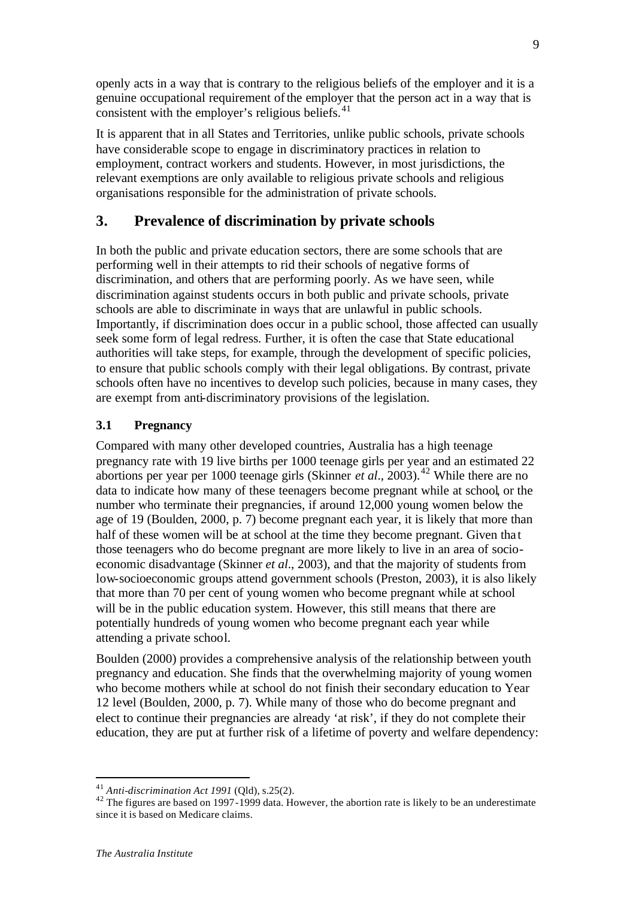openly acts in a way that is contrary to the religious beliefs of the employer and it is a genuine occupational requirement of the employer that the person act in a way that is consistent with the employer's religious beliefs.[41]

It is apparent that in all States and Territories, unlike public schools, private schools have considerable scope to engage in discriminatory practices in relation to employment, contract workers and students. However, in most jurisdictions, the relevant exemptions are only available to religious private schools and religious organisations responsible for the administration of private schools.

## 3. Prevalence of discrimination by private schools

In both the public and private education sectors, there are some schools that are performing well in their attempts to rid their schools of negative forms of discrimination, and others that are performing poorly. As we have seen, while discrimination against students occurs in both public and private schools, private schools are able to discriminate in ways that are unlawful in public schools. Importantly, if discrimination does occur in a public school, those affected can usually seek some form of legal redress. Further, it is often the case that State educational authorities will take steps, for example, through the development of specific policies, to ensure that public schools comply with their legal obligations. By contrast, private schools often have no incentives to develop such policies, because in many cases, they are exempt from anti-discriminatory provisions of the legislation.

### 3.1 Pregnancy

Compared with many other developed countries, Australia has a high teenage pregnancy rate with 19 live births per 1000 teenage girls per year and an estimated 22 abortions per year per 1000 teenage girls (Skinner *et al*., 2003).[42] While there are no data to indicate how many of these teenagers become pregnant while at school, or the number who terminate their pregnancies, if around 12,000 young women below the age of 19 (Boulden, 2000, p. 7) become pregnant each year, it is likely that more than half of these women will be at school at the time they become pregnant. Given that those teenagers who do become pregnant are more likely to live in an area of socio-economic disadvantage (Skinner *et al*., 2003), and that the majority of students from low-socioeconomic groups attend government schools (Preston, 2003), it is also likely that more than 70 per cent of young women who become pregnant while at school will be in the public education system. However, this still means that there are potentially hundreds of young women who become pregnant each year while attending a private school.

Boulden (2000) provides a comprehensive analysis of the relationship between youth pregnancy and education. She finds that the overwhelming majority of young women who become mothers while at school do not finish their secondary education to Year 12 level (Boulden, 2000, p. 7). While many of those who do become pregnant and elect to continue their pregnancies are already 'at risk', if they do not complete their education, they are put at further risk of a lifetime of poverty and welfare dependency:

---

[41] *Anti-discrimination Act 1991* (Qld), s.25(2).

[42] The figures are based on 1997-1999 data. However, the abortion rate is likely to be an underestimate since it is based on Medicare claims.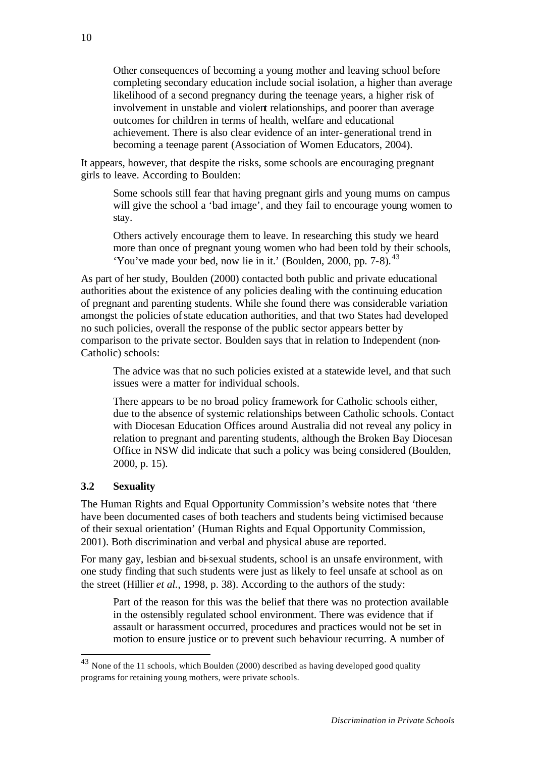> Other consequences of becoming a young mother and leaving school before completing secondary education include social isolation, a higher than average likelihood of a second pregnancy during the teenage years, a higher risk of involvement in unstable and violent relationships, and poorer than average outcomes for children in terms of health, welfare and educational achievement. There is also clear evidence of an inter-generational trend in becoming a teenage parent (Association of Women Educators, 2004).

It appears, however, that despite the risks, some schools are encouraging pregnant girls to leave. According to Boulden:

> Some schools still fear that having pregnant girls and young mums on campus will give the school a 'bad image', and they fail to encourage young women to stay.
>
> Others actively encourage them to leave. In researching this study we heard more than once of pregnant young women who had been told by their schools, 'You've made your bed, now lie in it.' (Boulden, 2000, pp. 7-8).[43]

As part of her study, Boulden (2000) contacted both public and private educational authorities about the existence of any policies dealing with the continuing education of pregnant and parenting students. While she found there was considerable variation amongst the policies of state education authorities, and that two States had developed no such policies, overall the response of the public sector appears better by comparison to the private sector. Boulden says that in relation to Independent (non-Catholic) schools:

> The advice was that no such policies existed at a statewide level, and that such issues were a matter for individual schools.
>
> There appears to be no broad policy framework for Catholic schools either, due to the absence of systemic relationships between Catholic schools. Contact with Diocesan Education Offices around Australia did not reveal any policy in relation to pregnant and parenting students, although the Broken Bay Diocesan Office in NSW did indicate that such a policy was being considered (Boulden, 2000, p. 15).

### 3.2 Sexuality

The Human Rights and Equal Opportunity Commission's website notes that 'there have been documented cases of both teachers and students being victimised because of their sexual orientation' (Human Rights and Equal Opportunity Commission, 2001). Both discrimination and verbal and physical abuse are reported.

For many gay, lesbian and bi-sexual students, school is an unsafe environment, with one study finding that such students were just as likely to feel unsafe at school as on the street (Hillier *et al.*, 1998, p. 38). According to the authors of the study:

> Part of the reason for this was the belief that there was no protection available in the ostensibly regulated school environment. There was evidence that if assault or harassment occurred, procedures and practices would not be set in motion to ensure justice or to prevent such behaviour recurring. A number of

---

[43] None of the 11 schools, which Boulden (2000) described as having developed good quality programs for retaining young mothers, were private schools.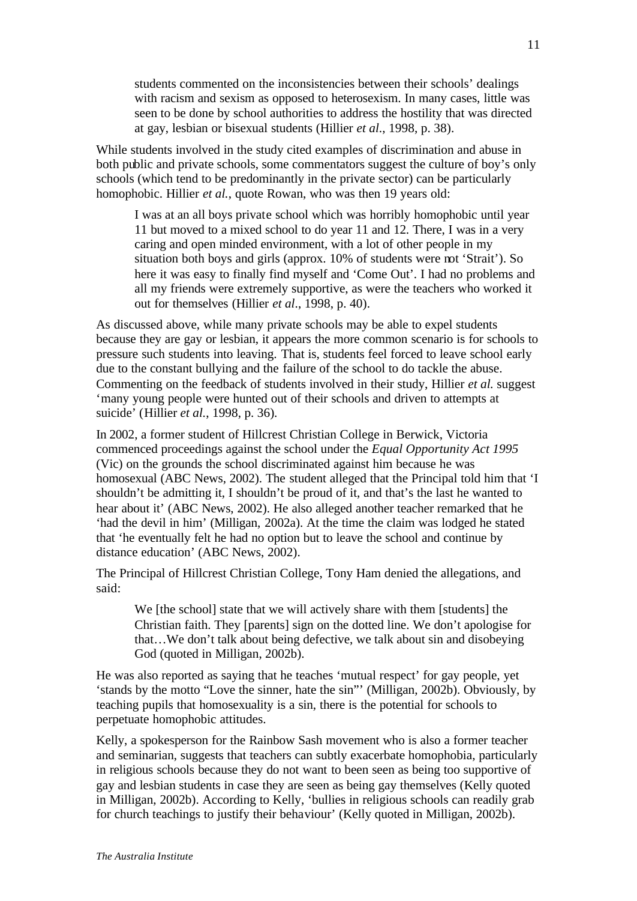> students commented on the inconsistencies between their schools' dealings with racism and sexism as opposed to heterosexism. In many cases, little was seen to be done by school authorities to address the hostility that was directed at gay, lesbian or bisexual students (Hillier *et al.*, 1998, p. 38).

While students involved in the study cited examples of discrimination and abuse in both public and private schools, some commentators suggest the culture of boy's only schools (which tend to be predominantly in the private sector) can be particularly homophobic. Hillier *et al.*, quote Rowan, who was then 19 years old:

> I was at an all boys private school which was horribly homophobic until year 11 but moved to a mixed school to do year 11 and 12. There, I was in a very caring and open minded environment, with a lot of other people in my situation both boys and girls (approx. 10% of students were not 'Strait'). So here it was easy to finally find myself and 'Come Out'. I had no problems and all my friends were extremely supportive, as were the teachers who worked it out for themselves (Hillier *et al.*, 1998, p. 40).

As discussed above, while many private schools may be able to expel students because they are gay or lesbian, it appears the more common scenario is for schools to pressure such students into leaving. That is, students feel forced to leave school early due to the constant bullying and the failure of the school to do tackle the abuse. Commenting on the feedback of students involved in their study, Hillier *et al.* suggest 'many young people were hunted out of their schools and driven to attempts at suicide' (Hillier *et al.*, 1998, p. 36).

In 2002, a former student of Hillcrest Christian College in Berwick, Victoria commenced proceedings against the school under the *Equal Opportunity Act 1995* (Vic) on the grounds the school discriminated against him because he was homosexual (ABC News, 2002). The student alleged that the Principal told him that 'I shouldn't be admitting it, I shouldn't be proud of it, and that's the last he wanted to hear about it' (ABC News, 2002). He also alleged another teacher remarked that he 'had the devil in him' (Milligan, 2002a). At the time the claim was lodged he stated that 'he eventually felt he had no option but to leave the school and continue by distance education' (ABC News, 2002).

The Principal of Hillcrest Christian College, Tony Ham denied the allegations, and said:

> We [the school] state that we will actively share with them [students] the Christian faith. They [parents] sign on the dotted line. We don't apologise for that…We don't talk about being defective, we talk about sin and disobeying God (quoted in Milligan, 2002b).

He was also reported as saying that he teaches 'mutual respect' for gay people, yet 'stands by the motto "Love the sinner, hate the sin"' (Milligan, 2002b). Obviously, by teaching pupils that homosexuality is a sin, there is the potential for schools to perpetuate homophobic attitudes.

Kelly, a spokesperson for the Rainbow Sash movement who is also a former teacher and seminarian, suggests that teachers can subtly exacerbate homophobia, particularly in religious schools because they do not want to been seen as being too supportive of gay and lesbian students in case they are seen as being gay themselves (Kelly quoted in Milligan, 2002b). According to Kelly, 'bullies in religious schools can readily grab for church teachings to justify their behaviour' (Kelly quoted in Milligan, 2002b).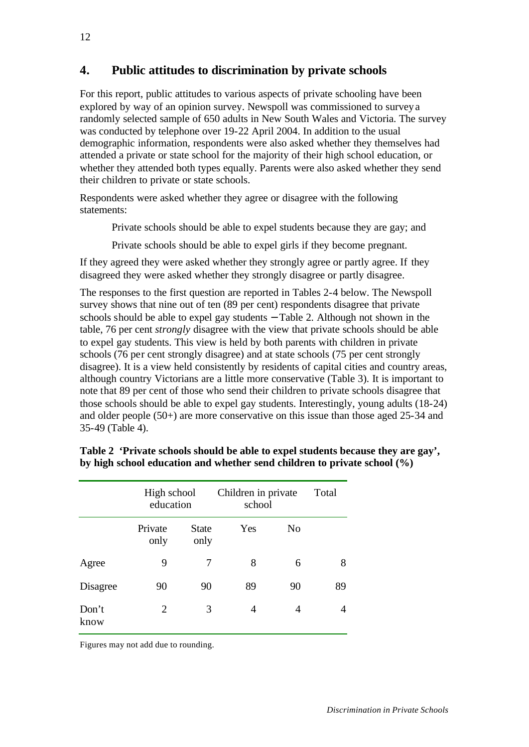## 4. Public attitudes to discrimination by private schools

For this report, public attitudes to various aspects of private schooling have been explored by way of an opinion survey. Newspoll was commissioned to survey a randomly selected sample of 650 adults in New South Wales and Victoria. The survey was conducted by telephone over 19-22 April 2004. In addition to the usual demographic information, respondents were also asked whether they themselves had attended a private or state school for the majority of their high school education, or whether they attended both types equally. Parents were also asked whether they send their children to private or state schools.

Respondents were asked whether they agree or disagree with the following statements:

> Private schools should be able to expel students because they are gay; and
>
> Private schools should be able to expel girls if they become pregnant.

If they agreed they were asked whether they strongly agree or partly agree. If they disagreed they were asked whether they strongly disagree or partly disagree.

The responses to the first question are reported in Tables 2-4 below. The Newspoll survey shows that nine out of ten (89 per cent) respondents disagree that private schools should be able to expel gay students – Table 2. Although not shown in the table, 76 per cent *strongly* disagree with the view that private schools should be able to expel gay students. This view is held by both parents with children in private schools (76 per cent strongly disagree) and at state schools (75 per cent strongly disagree). It is a view held consistently by residents of capital cities and country areas, although country Victorians are a little more conservative (Table 3). It is important to note that 89 per cent of those who send their children to private schools disagree that those schools should be able to expel gay students. Interestingly, young adults (18-24) and older people (50+) are more conservative on this issue than those aged 25-34 and 35-49 (Table 4).

**Table 2 'Private schools should be able to expel students because they are gay', by high school education and whether send children to private school (%)**

| | High school education | | Children in private school | | Total |
|---|---|---|---|---|---|
| | Private only | State only | Yes | No | |
| Agree | 9 | 7 | 8 | 6 | 8 |
| Disagree | 90 | 90 | 89 | 90 | 89 |
| Don't know | 2 | 3 | 4 | 4 | 4 |

Figures may not add due to rounding.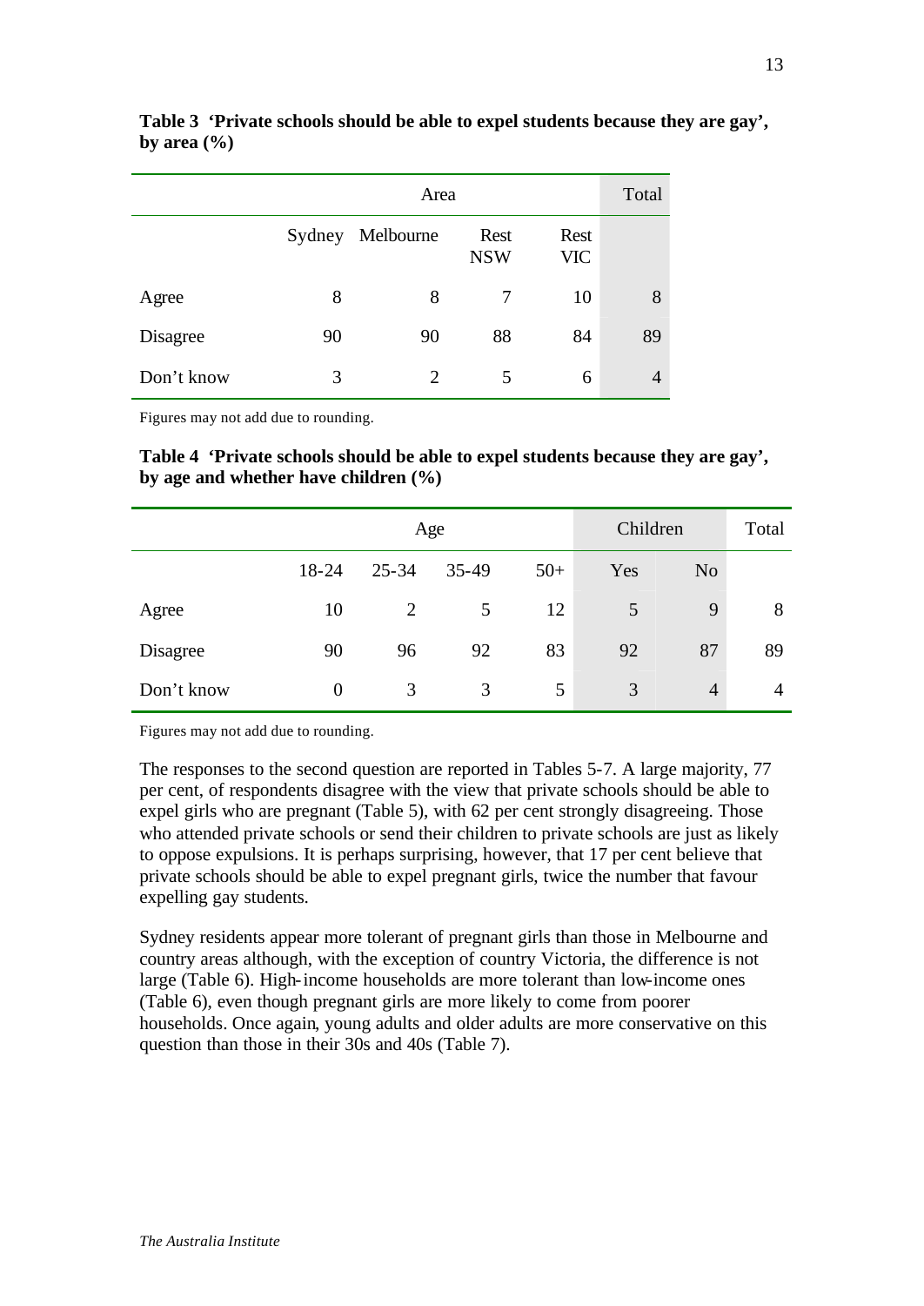**Table 3 'Private schools should be able to expel students because they are gay', by area (%)**

| | Area | | | | Total |
|---|---|---|---|---|---|
| | Sydney | Melbourne | Rest NSW | Rest VIC | |
| Agree | 8 | 8 | 7 | 10 | 8 |
| Disagree | 90 | 90 | 88 | 84 | 89 |
| Don't know | 3 | 2 | 5 | 6 | 4 |

Figures may not add due to rounding.

**Table 4 'Private schools should be able to expel students because they are gay', by age and whether have children (%)**

| | Age | | | | Children | | Total |
|---|---|---|---|---|---|---|---|
| | 18-24 | 25-34 | 35-49 | 50+ | Yes | No | |
| Agree | 10 | 2 | 5 | 12 | 5 | 9 | 8 |
| Disagree | 90 | 96 | 92 | 83 | 92 | 87 | 89 |
| Don't know | 0 | 3 | 3 | 5 | 3 | 4 | 4 |

Figures may not add due to rounding.

The responses to the second question are reported in Tables 5-7. A large majority, 77 per cent, of respondents disagree with the view that private schools should be able to expel girls who are pregnant (Table 5), with 62 per cent strongly disagreeing. Those who attended private schools or send their children to private schools are just as likely to oppose expulsions. It is perhaps surprising, however, that 17 per cent believe that private schools should be able to expel pregnant girls, twice the number that favour expelling gay students.

Sydney residents appear more tolerant of pregnant girls than those in Melbourne and country areas although, with the exception of country Victoria, the difference is not large (Table 6). High-income households are more tolerant than low-income ones (Table 6), even though pregnant girls are more likely to come from poorer households. Once again, young adults and older adults are more conservative on this question than those in their 30s and 40s (Table 7).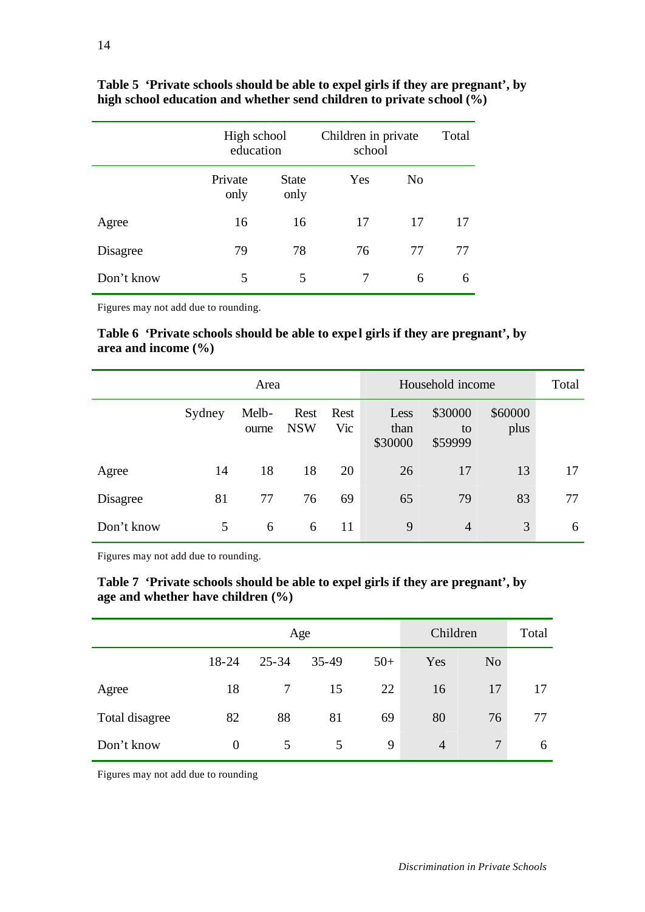**Table 5 'Private schools should be able to expel girls if they are pregnant', by high school education and whether send children to private school (%)**

| | High school education | | Children in private school | | Total |
|---|---|---|---|---|---|
| | Private only | State only | Yes | No | |
| Agree | 16 | 16 | 17 | 17 | 17 |
| Disagree | 79 | 78 | 76 | 77 | 77 |
| Don't know | 5 | 5 | 7 | 6 | 6 |

Figures may not add due to rounding.

**Table 6 'Private schools should be able to expel girls if they are pregnant', by area and income (%)**

| | Area | | | | Household income | | | Total |
|---|---|---|---|---|---|---|---|---|
| | Sydney | Melb-ourne | Rest NSW | Rest Vic | Less than $30000 | $30000 to $59999 | $60000 plus | |
| Agree | 14 | 18 | 18 | 20 | 26 | 17 | 13 | 17 |
| Disagree | 81 | 77 | 76 | 69 | 65 | 79 | 83 | 77 |
| Don't know | 5 | 6 | 6 | 11 | 9 | 4 | 3 | 6 |

Figures may not add due to rounding.

**Table 7 'Private schools should be able to expel girls if they are pregnant', by age and whether have children (%)**

| | Age | | | | Children | | Total |
|---|---|---|---|---|---|---|---|
| | 18-24 | 25-34 | 35-49 | 50+ | Yes | No | |
| Agree | 18 | 7 | 15 | 22 | 16 | 17 | 17 |
| Total disagree | 82 | 88 | 81 | 69 | 80 | 76 | 77 |
| Don't know | 0 | 5 | 5 | 9 | 4 | 7 | 6 |

Figures may not add due to rounding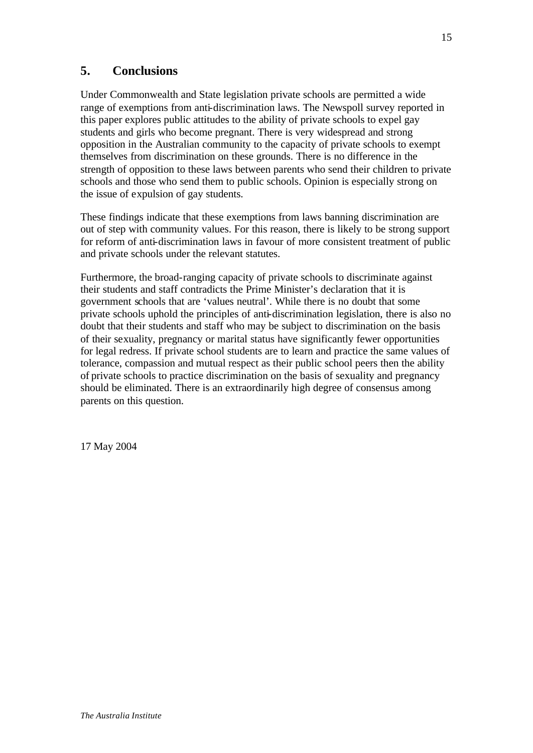## 5. Conclusions

Under Commonwealth and State legislation private schools are permitted a wide range of exemptions from anti-discrimination laws. The Newspoll survey reported in this paper explores public attitudes to the ability of private schools to expel gay students and girls who become pregnant. There is very widespread and strong opposition in the Australian community to the capacity of private schools to exempt themselves from discrimination on these grounds. There is no difference in the strength of opposition to these laws between parents who send their children to private schools and those who send them to public schools. Opinion is especially strong on the issue of expulsion of gay students.

These findings indicate that these exemptions from laws banning discrimination are out of step with community values. For this reason, there is likely to be strong support for reform of anti-discrimination laws in favour of more consistent treatment of public and private schools under the relevant statutes.

Furthermore, the broad-ranging capacity of private schools to discriminate against their students and staff contradicts the Prime Minister's declaration that it is government schools that are 'values neutral'. While there is no doubt that some private schools uphold the principles of anti-discrimination legislation, there is also no doubt that their students and staff who may be subject to discrimination on the basis of their sexuality, pregnancy or marital status have significantly fewer opportunities for legal redress. If private school students are to learn and practice the same values of tolerance, compassion and mutual respect as their public school peers then the ability of private schools to practice discrimination on the basis of sexuality and pregnancy should be eliminated. There is an extraordinarily high degree of consensus among parents on this question.

17 May 2004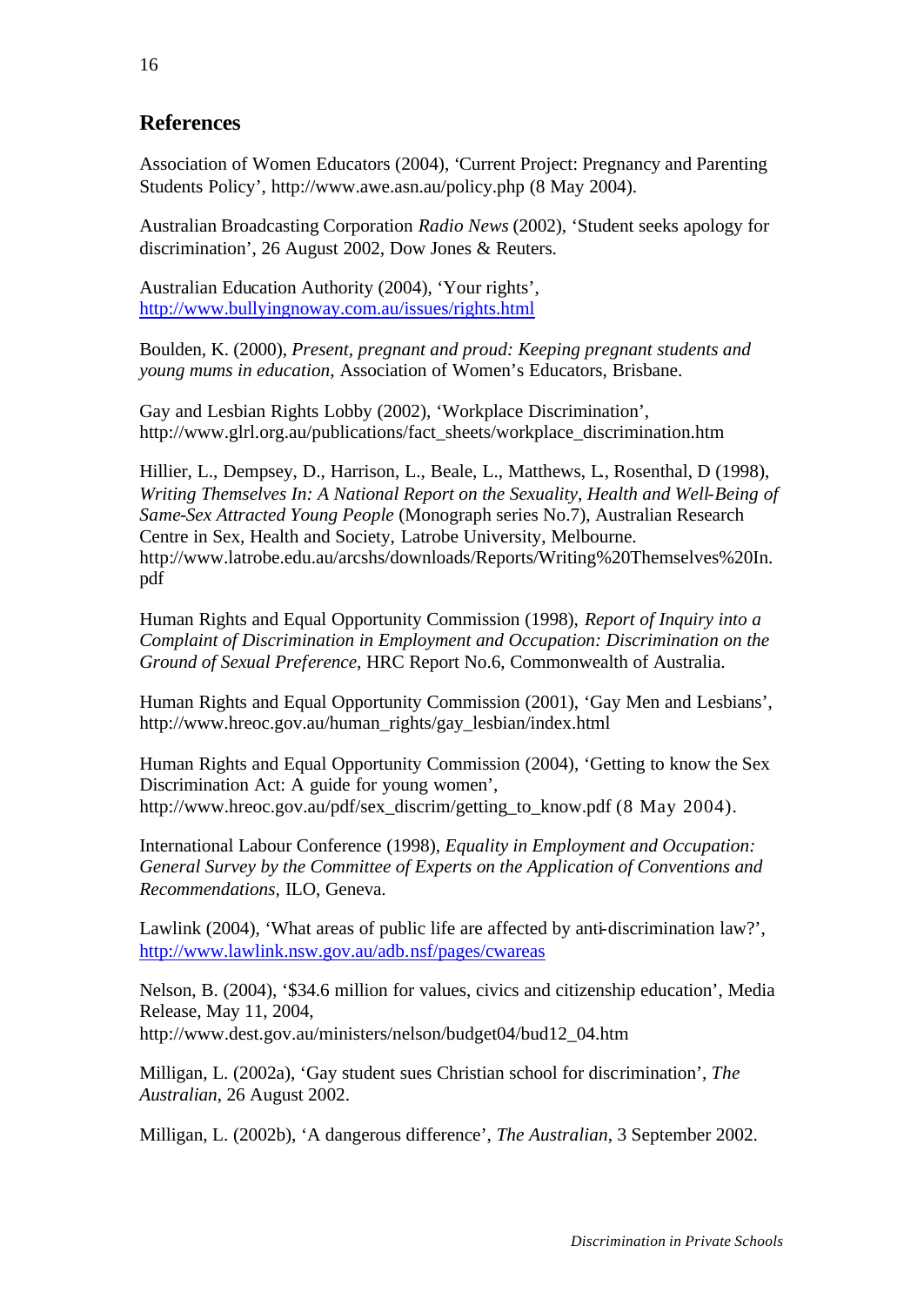## References

Association of Women Educators (2004), 'Current Project: Pregnancy and Parenting Students Policy', http://www.awe.asn.au/policy.php (8 May 2004).

Australian Broadcasting Corporation *Radio News* (2002), 'Student seeks apology for discrimination', 26 August 2002, Dow Jones & Reuters.

Australian Education Authority (2004), 'Your rights', http://www.bullyingnoway.com.au/issues/rights.html

Boulden, K. (2000), *Present, pregnant and proud: Keeping pregnant students and young mums in education*, Association of Women's Educators, Brisbane.

Gay and Lesbian Rights Lobby (2002), 'Workplace Discrimination', http://www.glrl.org.au/publications/fact_sheets/workplace_discrimination.htm

Hillier, L., Dempsey, D., Harrison, L., Beale, L., Matthews, L., Rosenthal, D (1998), *Writing Themselves In: A National Report on the Sexuality, Health and Well-Being of Same-Sex Attracted Young People* (Monograph series No.7), Australian Research Centre in Sex, Health and Society, Latrobe University, Melbourne. http://www.latrobe.edu.au/arcshs/downloads/Reports/Writing%20Themselves%20In.pdf

Human Rights and Equal Opportunity Commission (1998), *Report of Inquiry into a Complaint of Discrimination in Employment and Occupation: Discrimination on the Ground of Sexual Preference*, HRC Report No.6, Commonwealth of Australia.

Human Rights and Equal Opportunity Commission (2001), 'Gay Men and Lesbians', http://www.hreoc.gov.au/human_rights/gay_lesbian/index.html

Human Rights and Equal Opportunity Commission (2004), 'Getting to know the Sex Discrimination Act: A guide for young women', http://www.hreoc.gov.au/pdf/sex_discrim/getting_to_know.pdf (8 May 2004).

International Labour Conference (1998), *Equality in Employment and Occupation: General Survey by the Committee of Experts on the Application of Conventions and Recommendations*, ILO, Geneva.

Lawlink (2004), 'What areas of public life are affected by anti-discrimination law?', http://www.lawlink.nsw.gov.au/adb.nsf/pages/cwareas

Nelson, B. (2004), '$34.6 million for values, civics and citizenship education', Media Release, May 11, 2004, http://www.dest.gov.au/ministers/nelson/budget04/bud12_04.htm

Milligan, L. (2002a), 'Gay student sues Christian school for discrimination', *The Australian*, 26 August 2002.

Milligan, L. (2002b), 'A dangerous difference', *The Australian*, 3 September 2002.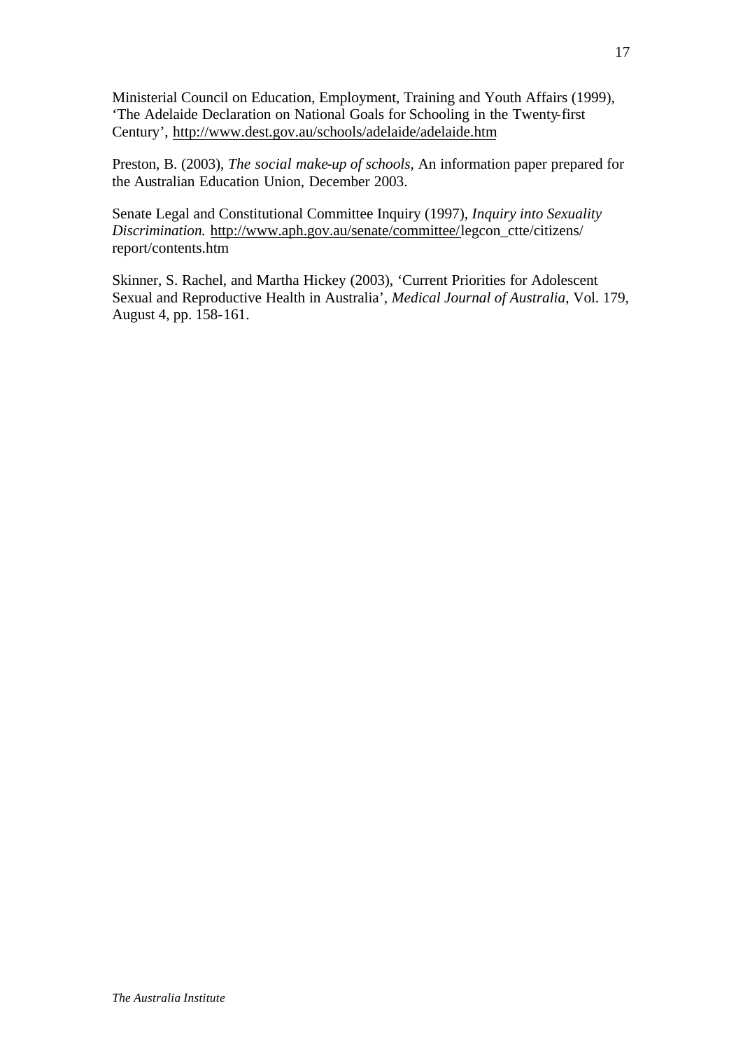Ministerial Council on Education, Employment, Training and Youth Affairs (1999), 'The Adelaide Declaration on National Goals for Schooling in the Twenty-first Century', http://www.dest.gov.au/schools/adelaide/adelaide.htm

Preston, B. (2003), *The social make-up of schools*, An information paper prepared for the Australian Education Union, December 2003.

Senate Legal and Constitutional Committee Inquiry (1997), *Inquiry into Sexuality Discrimination.* http://www.aph.gov.au/senate/committee/legcon_ctte/citizens/report/contents.htm

Skinner, S. Rachel, and Martha Hickey (2003), 'Current Priorities for Adolescent Sexual and Reproductive Health in Australia', *Medical Journal of Australia*, Vol. 179, August 4, pp. 158-161.